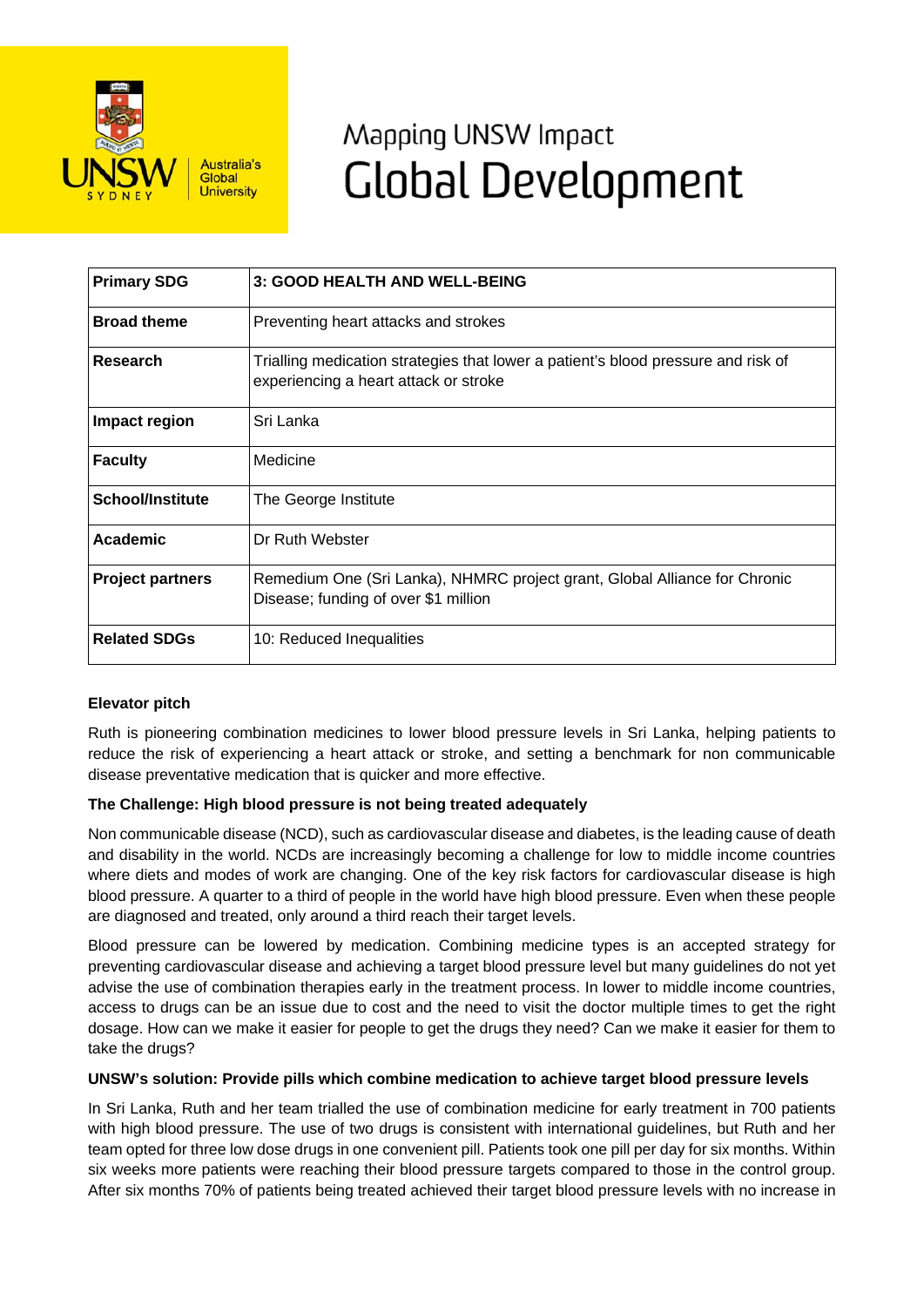# Mapping UNSW Impact
# Global Development

| Primary SDG | 3: GOOD HEALTH AND WELL-BEING |
|---|---|
| Broad theme | Preventing heart attacks and strokes |
| Research | Trialling medication strategies that lower a patient's blood pressure and risk of experiencing a heart attack or stroke |
| Impact region | Sri Lanka |
| Faculty | Medicine |
| School/Institute | The George Institute |
| Academic | Dr Ruth Webster |
| Project partners | Remedium One (Sri Lanka), NHMRC project grant, Global Alliance for Chronic Disease; funding of over $1 million |
| Related SDGs | 10: Reduced Inequalities |

**Elevator pitch**

Ruth is pioneering combination medicines to lower blood pressure levels in Sri Lanka, helping patients to reduce the risk of experiencing a heart attack or stroke, and setting a benchmark for non communicable disease preventative medication that is quicker and more effective.

**The Challenge: High blood pressure is not being treated adequately**

Non communicable disease (NCD), such as cardiovascular disease and diabetes, is the leading cause of death and disability in the world. NCDs are increasingly becoming a challenge for low to middle income countries where diets and modes of work are changing. One of the key risk factors for cardiovascular disease is high blood pressure. A quarter to a third of people in the world have high blood pressure. Even when these people are diagnosed and treated, only around a third reach their target levels.

Blood pressure can be lowered by medication. Combining medicine types is an accepted strategy for preventing cardiovascular disease and achieving a target blood pressure level but many guidelines do not yet advise the use of combination therapies early in the treatment process. In lower to middle income countries, access to drugs can be an issue due to cost and the need to visit the doctor multiple times to get the right dosage. How can we make it easier for people to get the drugs they need? Can we make it easier for them to take the drugs?

**UNSW's solution: Provide pills which combine medication to achieve target blood pressure levels**

In Sri Lanka, Ruth and her team trialled the use of combination medicine for early treatment in 700 patients with high blood pressure. The use of two drugs is consistent with international guidelines, but Ruth and her team opted for three low dose drugs in one convenient pill. Patients took one pill per day for six months. Within six weeks more patients were reaching their blood pressure targets compared to those in the control group. After six months 70% of patients being treated achieved their target blood pressure levels with no increase in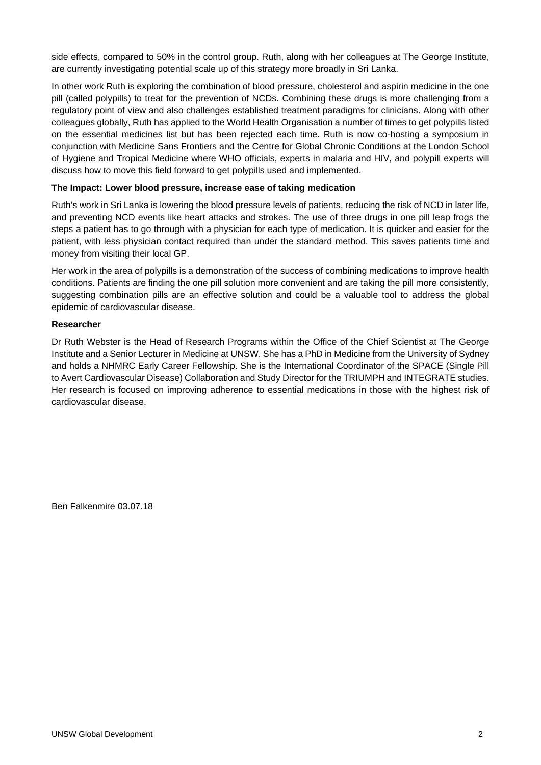side effects, compared to 50% in the control group. Ruth, along with her colleagues at The George Institute, are currently investigating potential scale up of this strategy more broadly in Sri Lanka.

In other work Ruth is exploring the combination of blood pressure, cholesterol and aspirin medicine in the one pill (called polypills) to treat for the prevention of NCDs. Combining these drugs is more challenging from a regulatory point of view and also challenges established treatment paradigms for clinicians. Along with other colleagues globally, Ruth has applied to the World Health Organisation a number of times to get polypills listed on the essential medicines list but has been rejected each time. Ruth is now co-hosting a symposium in conjunction with Medicine Sans Frontiers and the Centre for Global Chronic Conditions at the London School of Hygiene and Tropical Medicine where WHO officials, experts in malaria and HIV, and polypill experts will discuss how to move this field forward to get polypills used and implemented.

**The Impact: Lower blood pressure, increase ease of taking medication**

Ruth's work in Sri Lanka is lowering the blood pressure levels of patients, reducing the risk of NCD in later life, and preventing NCD events like heart attacks and strokes. The use of three drugs in one pill leap frogs the steps a patient has to go through with a physician for each type of medication. It is quicker and easier for the patient, with less physician contact required than under the standard method. This saves patients time and money from visiting their local GP.

Her work in the area of polypills is a demonstration of the success of combining medications to improve health conditions. Patients are finding the one pill solution more convenient and are taking the pill more consistently, suggesting combination pills are an effective solution and could be a valuable tool to address the global epidemic of cardiovascular disease.

**Researcher**

Dr Ruth Webster is the Head of Research Programs within the Office of the Chief Scientist at The George Institute and a Senior Lecturer in Medicine at UNSW. She has a PhD in Medicine from the University of Sydney and holds a NHMRC Early Career Fellowship. She is the International Coordinator of the SPACE (Single Pill to Avert Cardiovascular Disease) Collaboration and Study Director for the TRIUMPH and INTEGRATE studies. Her research is focused on improving adherence to essential medications in those with the highest risk of cardiovascular disease.

Ben Falkenmire 03.07.18